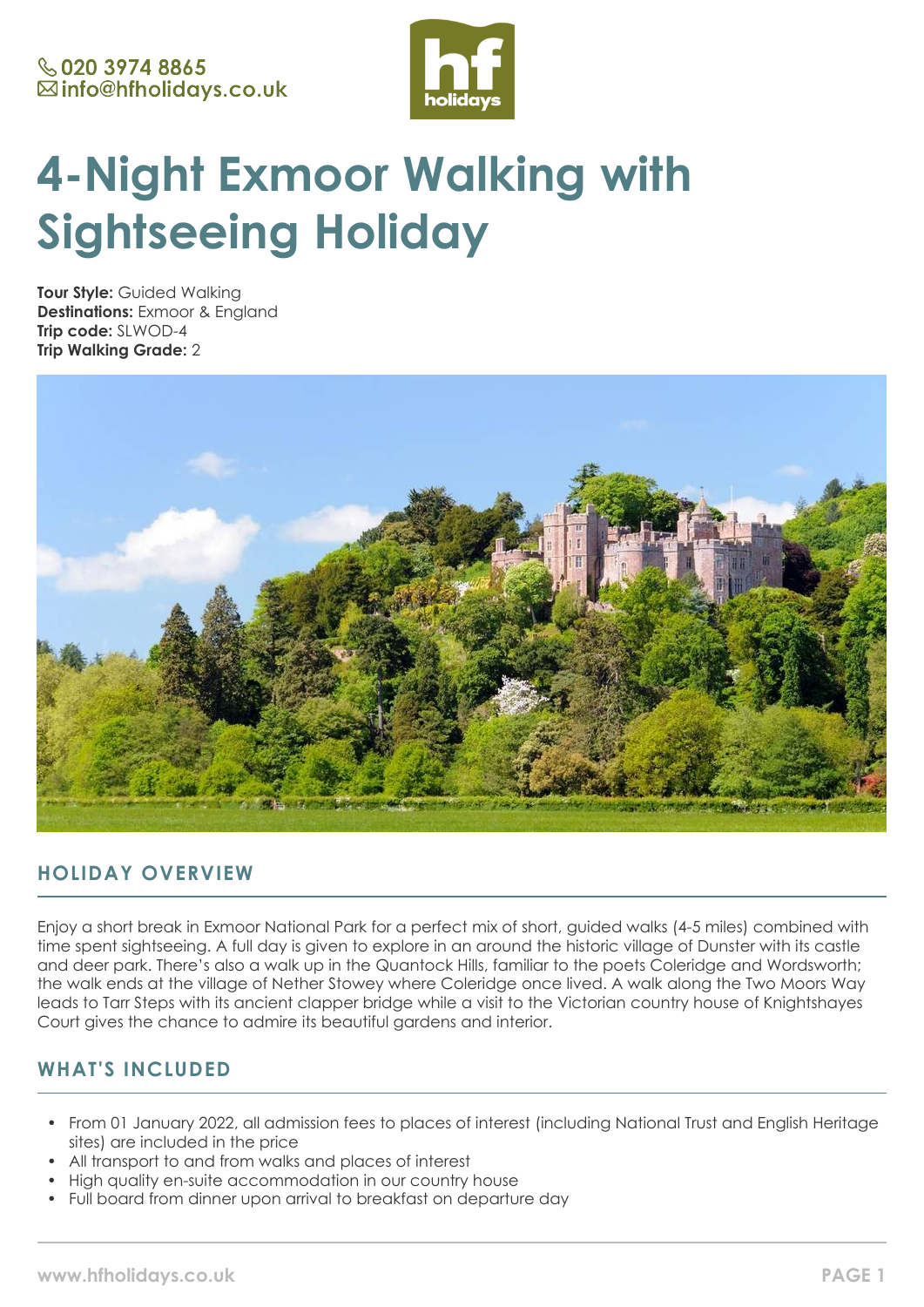020 3974 8865
info@hfholidays.co.uk

# 4-Night Exmoor Walking with Sightseeing Holiday

**Tour Style:** Guided Walking
**Destinations:** Exmoor & England
**Trip code:** SLWOD-4
**Trip Walking Grade:** 2

## HOLIDAY OVERVIEW

Enjoy a short break in Exmoor National Park for a perfect mix of short, guided walks (4-5 miles) combined with time spent sightseeing. A full day is given to explore in an around the historic village of Dunster with its castle and deer park. There's also a walk up in the Quantock Hills, familiar to the poets Coleridge and Wordsworth; the walk ends at the village of Nether Stowey where Coleridge once lived. A walk along the Two Moors Way leads to Tarr Steps with its ancient clapper bridge while a visit to the Victorian country house of Knightshayes Court gives the chance to admire its beautiful gardens and interior.

## WHAT'S INCLUDED

- From 01 January 2022, all admission fees to places of interest (including National Trust and English Heritage sites) are included in the price
- All transport to and from walks and places of interest
- High quality en-suite accommodation in our country house
- Full board from dinner upon arrival to breakfast on departure day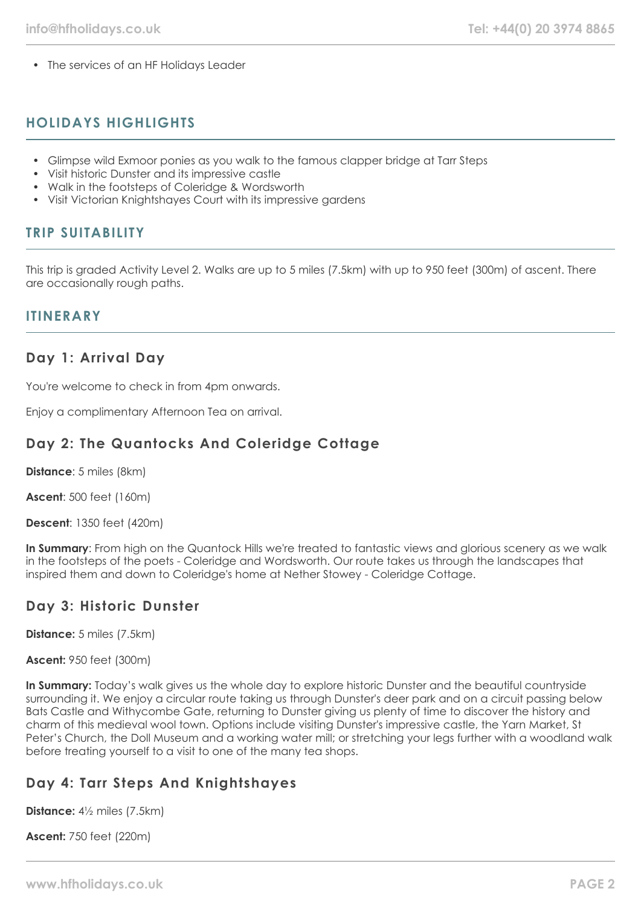- The services of an HF Holidays Leader

## HOLIDAYS HIGHLIGHTS

- Glimpse wild Exmoor ponies as you walk to the famous clapper bridge at Tarr Steps
- Visit historic Dunster and its impressive castle
- Walk in the footsteps of Coleridge & Wordsworth
- Visit Victorian Knightshayes Court with its impressive gardens

## TRIP SUITABILITY

This trip is graded Activity Level 2. Walks are up to 5 miles (7.5km) with up to 950 feet (300m) of ascent. There are occasionally rough paths.

## ITINERARY

### Day 1: Arrival Day

You're welcome to check in from 4pm onwards.

Enjoy a complimentary Afternoon Tea on arrival.

### Day 2: The Quantocks And Coleridge Cottage

**Distance**: 5 miles (8km)

**Ascent**: 500 feet (160m)

**Descent**: 1350 feet (420m)

**In Summary**: From high on the Quantock Hills we're treated to fantastic views and glorious scenery as we walk in the footsteps of the poets - Coleridge and Wordsworth. Our route takes us through the landscapes that inspired them and down to Coleridge's home at Nether Stowey - Coleridge Cottage.

### Day 3: Historic Dunster

**Distance:** 5 miles (7.5km)

**Ascent:** 950 feet (300m)

**In Summary:** Today's walk gives us the whole day to explore historic Dunster and the beautiful countryside surrounding it. We enjoy a circular route taking us through Dunster's deer park and on a circuit passing below Bats Castle and Withycombe Gate, returning to Dunster giving us plenty of time to discover the history and charm of this medieval wool town. Options include visiting Dunster's impressive castle, the Yarn Market, St Peter's Church, the Doll Museum and a working water mill; or stretching your legs further with a woodland walk before treating yourself to a visit to one of the many tea shops.

### Day 4: Tarr Steps And Knightshayes

**Distance:** 4½ miles (7.5km)

**Ascent:** 750 feet (220m)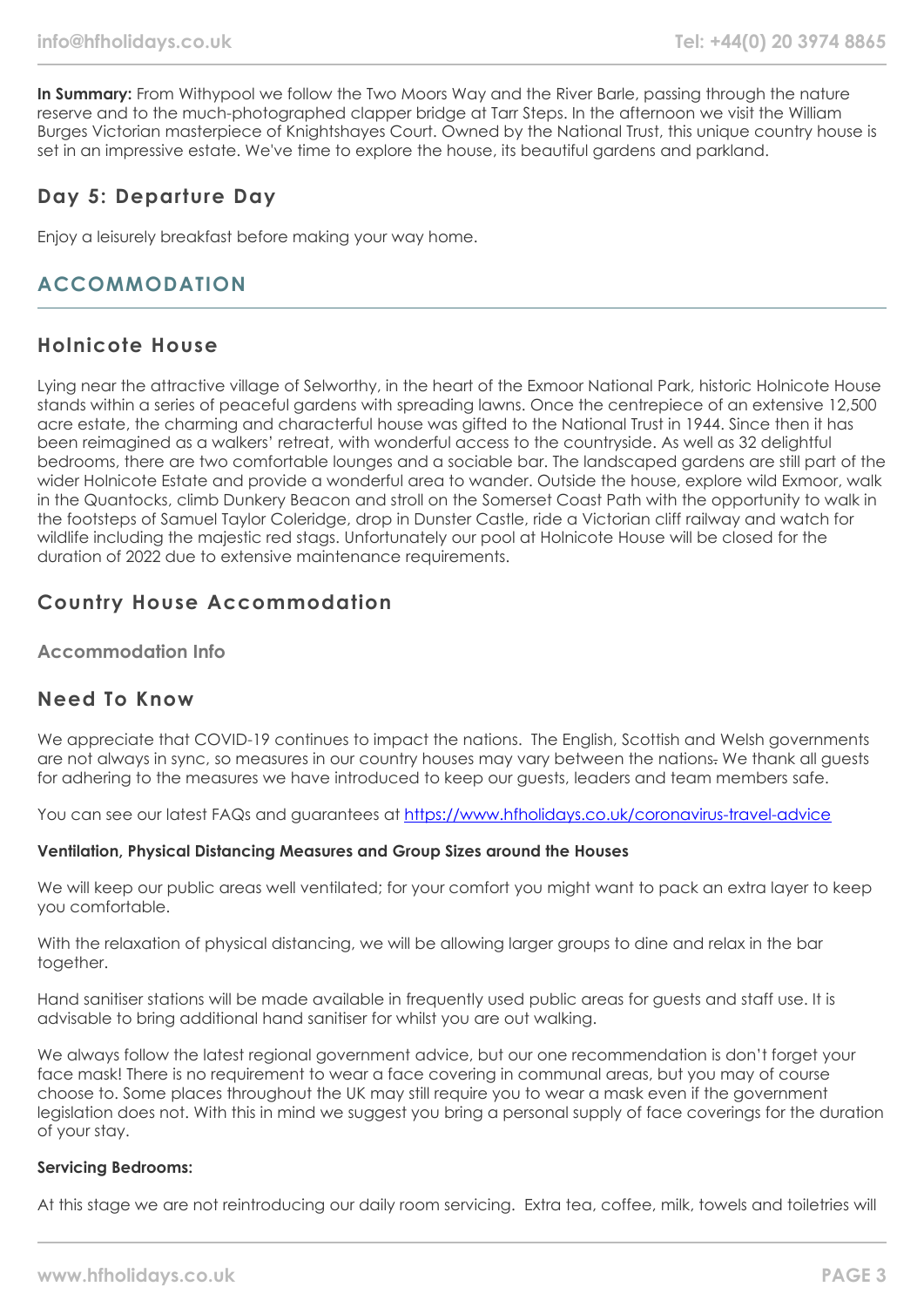**In Summary:** From Withypool we follow the Two Moors Way and the River Barle, passing through the nature reserve and to the much-photographed clapper bridge at Tarr Steps. In the afternoon we visit the William Burges Victorian masterpiece of Knightshayes Court. Owned by the National Trust, this unique country house is set in an impressive estate. We've time to explore the house, its beautiful gardens and parkland.

### Day 5: Departure Day

Enjoy a leisurely breakfast before making your way home.

## ACCOMMODATION

### Holnicote House

Lying near the attractive village of Selworthy, in the heart of the Exmoor National Park, historic Holnicote House stands within a series of peaceful gardens with spreading lawns. Once the centrepiece of an extensive 12,500 acre estate, the charming and characterful house was gifted to the National Trust in 1944. Since then it has been reimagined as a walkers' retreat, with wonderful access to the countryside. As well as 32 delightful bedrooms, there are two comfortable lounges and a sociable bar. The landscaped gardens are still part of the wider Holnicote Estate and provide a wonderful area to wander. Outside the house, explore wild Exmoor, walk in the Quantocks, climb Dunkery Beacon and stroll on the Somerset Coast Path with the opportunity to walk in the footsteps of Samuel Taylor Coleridge, drop in Dunster Castle, ride a Victorian cliff railway and watch for wildlife including the majestic red stags. Unfortunately our pool at Holnicote House will be closed for the duration of 2022 due to extensive maintenance requirements.

### Country House Accommodation

#### Accommodation Info

### Need To Know

We appreciate that COVID-19 continues to impact the nations. The English, Scottish and Welsh governments are not always in sync, so measures in our country houses may vary between the nations. We thank all guests for adhering to the measures we have introduced to keep our guests, leaders and team members safe.

You can see our latest FAQs and guarantees at [https://www.hfholidays.co.uk/coronavirus-travel-advice](https://www.hfholidays.co.uk/coronavirus-travel-advice)

**Ventilation, Physical Distancing Measures and Group Sizes around the Houses**

We will keep our public areas well ventilated; for your comfort you might want to pack an extra layer to keep you comfortable.

With the relaxation of physical distancing, we will be allowing larger groups to dine and relax in the bar together.

Hand sanitiser stations will be made available in frequently used public areas for guests and staff use. It is advisable to bring additional hand sanitiser for whilst you are out walking.

We always follow the latest regional government advice, but our one recommendation is don't forget your face mask! There is no requirement to wear a face covering in communal areas, but you may of course choose to. Some places throughout the UK may still require you to wear a mask even if the government legislation does not. With this in mind we suggest you bring a personal supply of face coverings for the duration of your stay.

**Servicing Bedrooms:**

At this stage we are not reintroducing our daily room servicing. Extra tea, coffee, milk, towels and toiletries will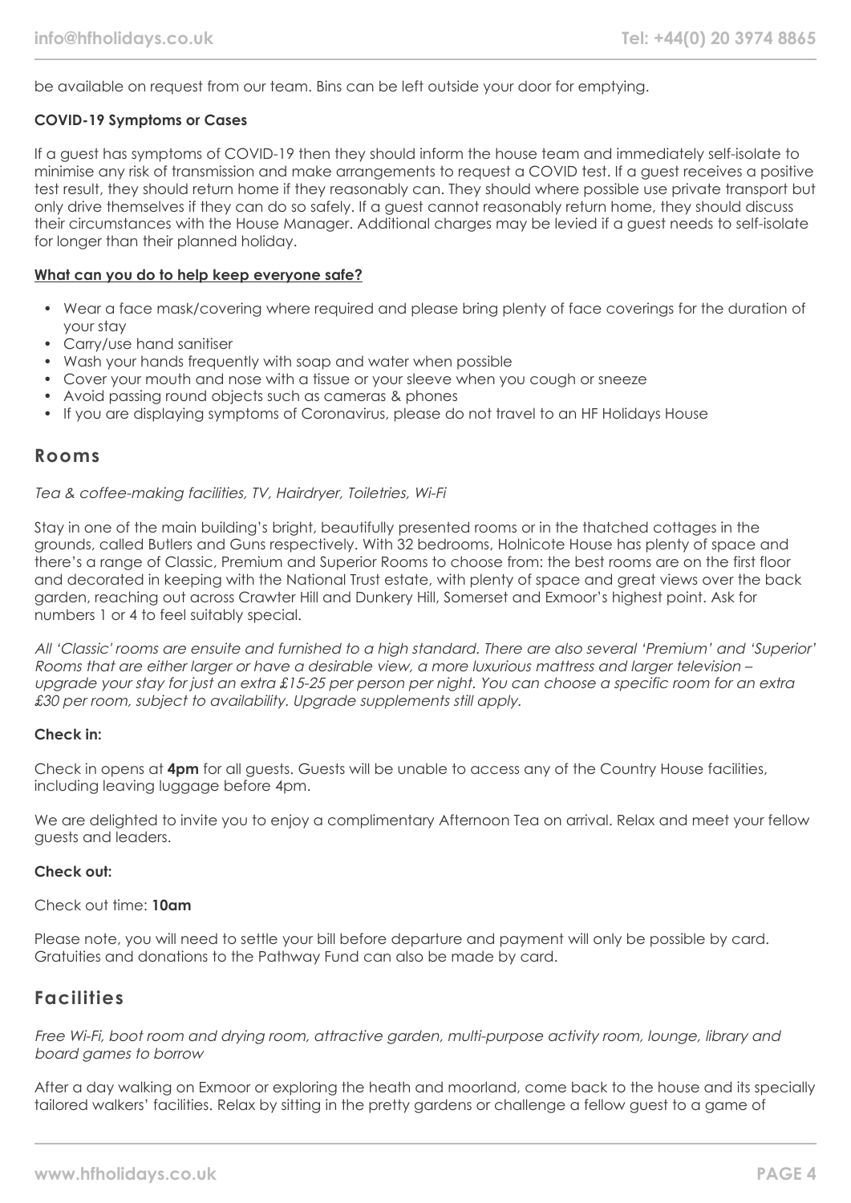be available on request from our team. Bins can be left outside your door for emptying.

**COVID-19 Symptoms or Cases**

If a guest has symptoms of COVID-19 then they should inform the house team and immediately self-isolate to minimise any risk of transmission and make arrangements to request a COVID test. If a guest receives a positive test result, they should return home if they reasonably can. They should where possible use private transport but only drive themselves if they can do so safely. If a guest cannot reasonably return home, they should discuss their circumstances with the House Manager. Additional charges may be levied if a guest needs to self-isolate for longer than their planned holiday.

**What can you do to help keep everyone safe?**

- Wear a face mask/covering where required and please bring plenty of face coverings for the duration of your stay
- Carry/use hand sanitiser
- Wash your hands frequently with soap and water when possible
- Cover your mouth and nose with a tissue or your sleeve when you cough or sneeze
- Avoid passing round objects such as cameras & phones
- If you are displaying symptoms of Coronavirus, please do not travel to an HF Holidays House

## Rooms

*Tea & coffee-making facilities, TV, Hairdryer, Toiletries, Wi-Fi*

Stay in one of the main building's bright, beautifully presented rooms or in the thatched cottages in the grounds, called Butlers and Guns respectively. With 32 bedrooms, Holnicote House has plenty of space and there's a range of Classic, Premium and Superior Rooms to choose from: the best rooms are on the first floor and decorated in keeping with the National Trust estate, with plenty of space and great views over the back garden, reaching out across Crawter Hill and Dunkery Hill, Somerset and Exmoor's highest point. Ask for numbers 1 or 4 to feel suitably special.

*All 'Classic' rooms are ensuite and furnished to a high standard. There are also several 'Premium' and 'Superior' Rooms that are either larger or have a desirable view, a more luxurious mattress and larger television – upgrade your stay for just an extra £15-25 per person per night. You can choose a specific room for an extra £30 per room, subject to availability. Upgrade supplements still apply.*

**Check in:**

Check in opens at **4pm** for all guests. Guests will be unable to access any of the Country House facilities, including leaving luggage before 4pm.

We are delighted to invite you to enjoy a complimentary Afternoon Tea on arrival. Relax and meet your fellow guests and leaders.

**Check out:**

Check out time: **10am**

Please note, you will need to settle your bill before departure and payment will only be possible by card. Gratuities and donations to the Pathway Fund can also be made by card.

## Facilities

*Free Wi-Fi, boot room and drying room, attractive garden, multi-purpose activity room, lounge, library and board games to borrow*

After a day walking on Exmoor or exploring the heath and moorland, come back to the house and its specially tailored walkers' facilities. Relax by sitting in the pretty gardens or challenge a fellow guest to a game of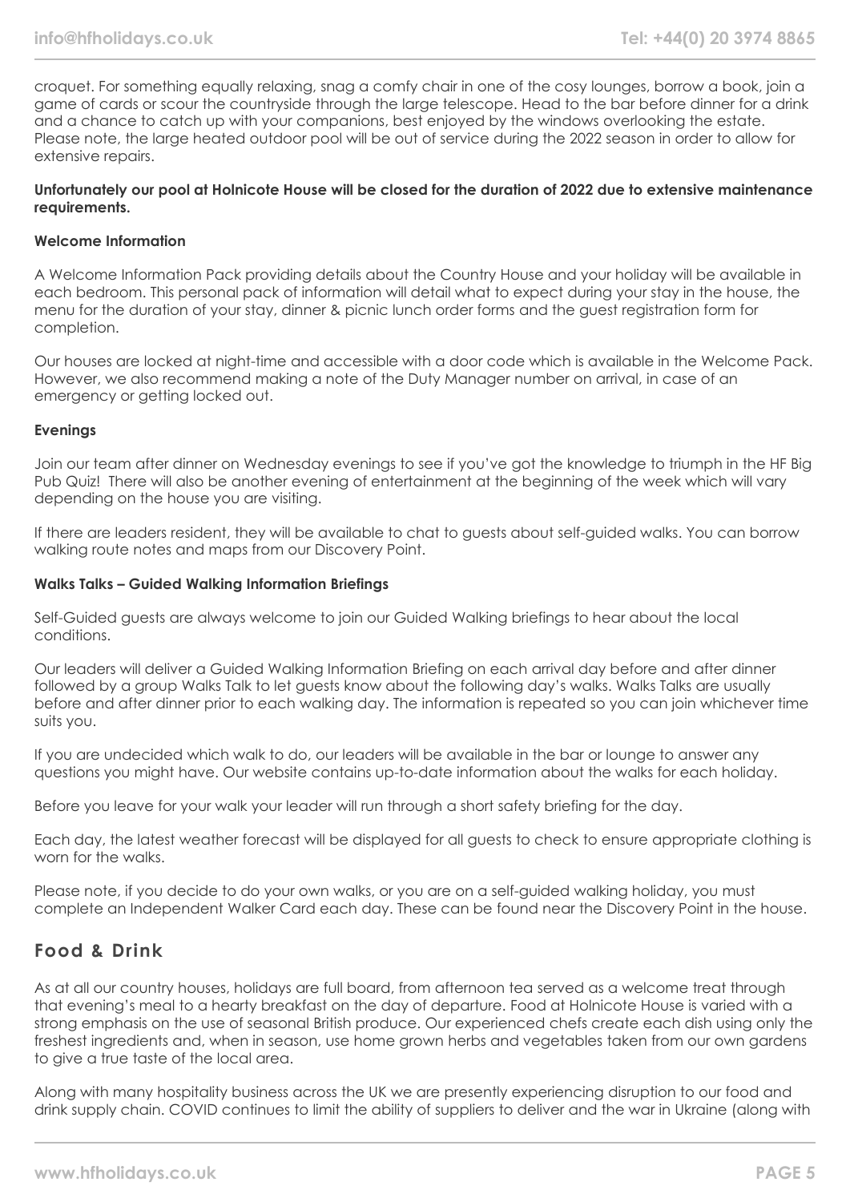croquet. For something equally relaxing, snag a comfy chair in one of the cosy lounges, borrow a book, join a game of cards or scour the countryside through the large telescope. Head to the bar before dinner for a drink and a chance to catch up with your companions, best enjoyed by the windows overlooking the estate. Please note, the large heated outdoor pool will be out of service during the 2022 season in order to allow for extensive repairs.

**Unfortunately our pool at Holnicote House will be closed for the duration of 2022 due to extensive maintenance requirements.**

**Welcome Information**

A Welcome Information Pack providing details about the Country House and your holiday will be available in each bedroom. This personal pack of information will detail what to expect during your stay in the house, the menu for the duration of your stay, dinner & picnic lunch order forms and the guest registration form for completion.

Our houses are locked at night-time and accessible with a door code which is available in the Welcome Pack. However, we also recommend making a note of the Duty Manager number on arrival, in case of an emergency or getting locked out.

**Evenings**

Join our team after dinner on Wednesday evenings to see if you've got the knowledge to triumph in the HF Big Pub Quiz! There will also be another evening of entertainment at the beginning of the week which will vary depending on the house you are visiting.

If there are leaders resident, they will be available to chat to guests about self-guided walks. You can borrow walking route notes and maps from our Discovery Point.

**Walks Talks – Guided Walking Information Briefings**

Self-Guided guests are always welcome to join our Guided Walking briefings to hear about the local conditions.

Our leaders will deliver a Guided Walking Information Briefing on each arrival day before and after dinner followed by a group Walks Talk to let guests know about the following day's walks. Walks Talks are usually before and after dinner prior to each walking day. The information is repeated so you can join whichever time suits you.

If you are undecided which walk to do, our leaders will be available in the bar or lounge to answer any questions you might have. Our website contains up-to-date information about the walks for each holiday.

Before you leave for your walk your leader will run through a short safety briefing for the day.

Each day, the latest weather forecast will be displayed for all guests to check to ensure appropriate clothing is worn for the walks.

Please note, if you decide to do your own walks, or you are on a self-guided walking holiday, you must complete an Independent Walker Card each day. These can be found near the Discovery Point in the house.

## Food & Drink

As at all our country houses, holidays are full board, from afternoon tea served as a welcome treat through that evening's meal to a hearty breakfast on the day of departure. Food at Holnicote House is varied with a strong emphasis on the use of seasonal British produce. Our experienced chefs create each dish using only the freshest ingredients and, when in season, use home grown herbs and vegetables taken from our own gardens to give a true taste of the local area.

Along with many hospitality business across the UK we are presently experiencing disruption to our food and drink supply chain. COVID continues to limit the ability of suppliers to deliver and the war in Ukraine (along with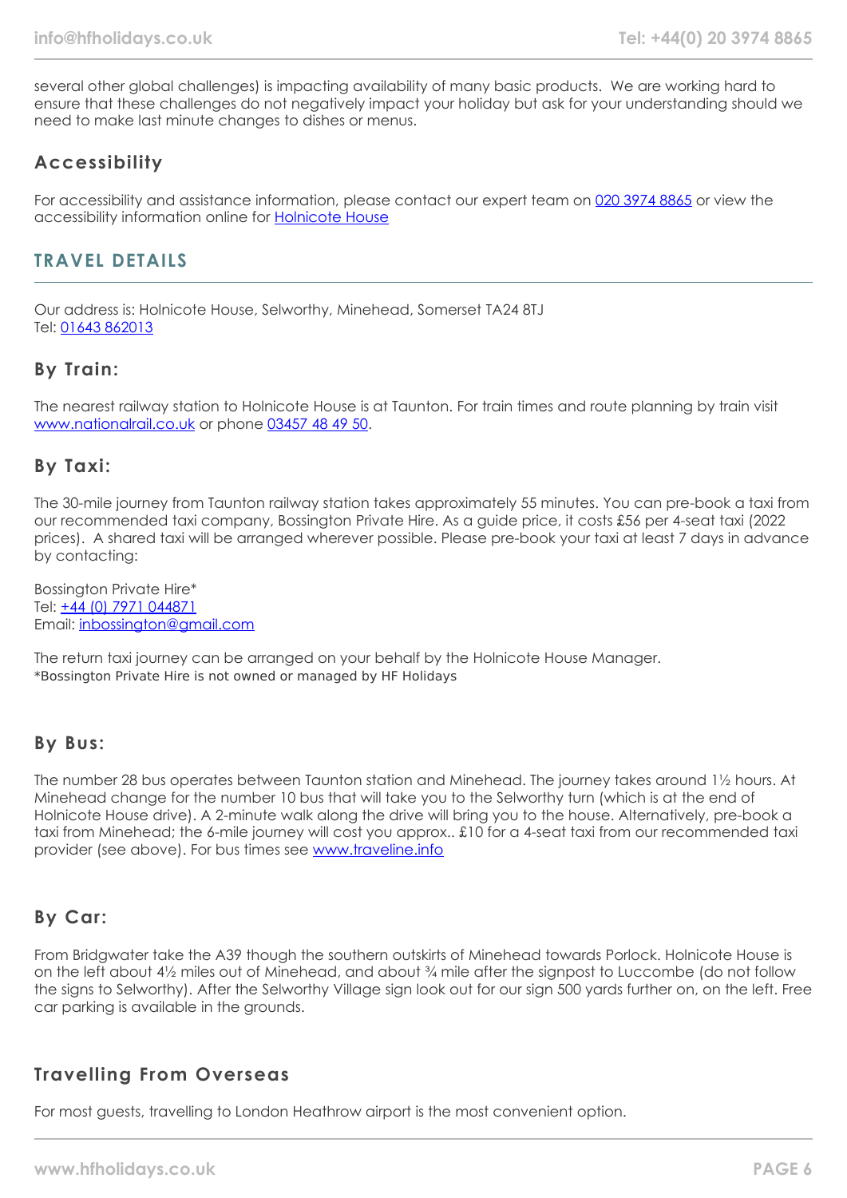several other global challenges) is impacting availability of many basic products. We are working hard to ensure that these challenges do not negatively impact your holiday but ask for your understanding should we need to make last minute changes to dishes or menus.

### Accessibility

For accessibility and assistance information, please contact our expert team on [020 3974 8865]() or view the accessibility information online for [Holnicote House]()

## TRAVEL DETAILS

Our address is: Holnicote House, Selworthy, Minehead, Somerset TA24 8TJ
Tel: [01643 862013]()

### By Train:

The nearest railway station to Holnicote House is at Taunton. For train times and route planning by train visit [www.nationalrail.co.uk]() or phone [03457 48 49 50]().

### By Taxi:

The 30-mile journey from Taunton railway station takes approximately 55 minutes. You can pre-book a taxi from our recommended taxi company, Bossington Private Hire. As a guide price, it costs £56 per 4-seat taxi (2022 prices). A shared taxi will be arranged wherever possible. Please pre-book your taxi at least 7 days in advance by contacting:

Bossington Private Hire*
Tel: [+44 (0) 7971 044871]()
Email: [inbossington@gmail.com]()

The return taxi journey can be arranged on your behalf by the Holnicote House Manager.
*Bossington Private Hire is not owned or managed by HF Holidays

### By Bus:

The number 28 bus operates between Taunton station and Minehead. The journey takes around 1½ hours. At Minehead change for the number 10 bus that will take you to the Selworthy turn (which is at the end of Holnicote House drive). A 2-minute walk along the drive will bring you to the house. Alternatively, pre-book a taxi from Minehead; the 6-mile journey will cost you approx.. £10 for a 4-seat taxi from our recommended taxi provider (see above). For bus times see [www.traveline.info]()

### By Car:

From Bridgwater take the A39 though the southern outskirts of Minehead towards Porlock. Holnicote House is on the left about 4½ miles out of Minehead, and about ¾ mile after the signpost to Luccombe (do not follow the signs to Selworthy). After the Selworthy Village sign look out for our sign 500 yards further on, on the left. Free car parking is available in the grounds.

### Travelling From Overseas

For most guests, travelling to London Heathrow airport is the most convenient option.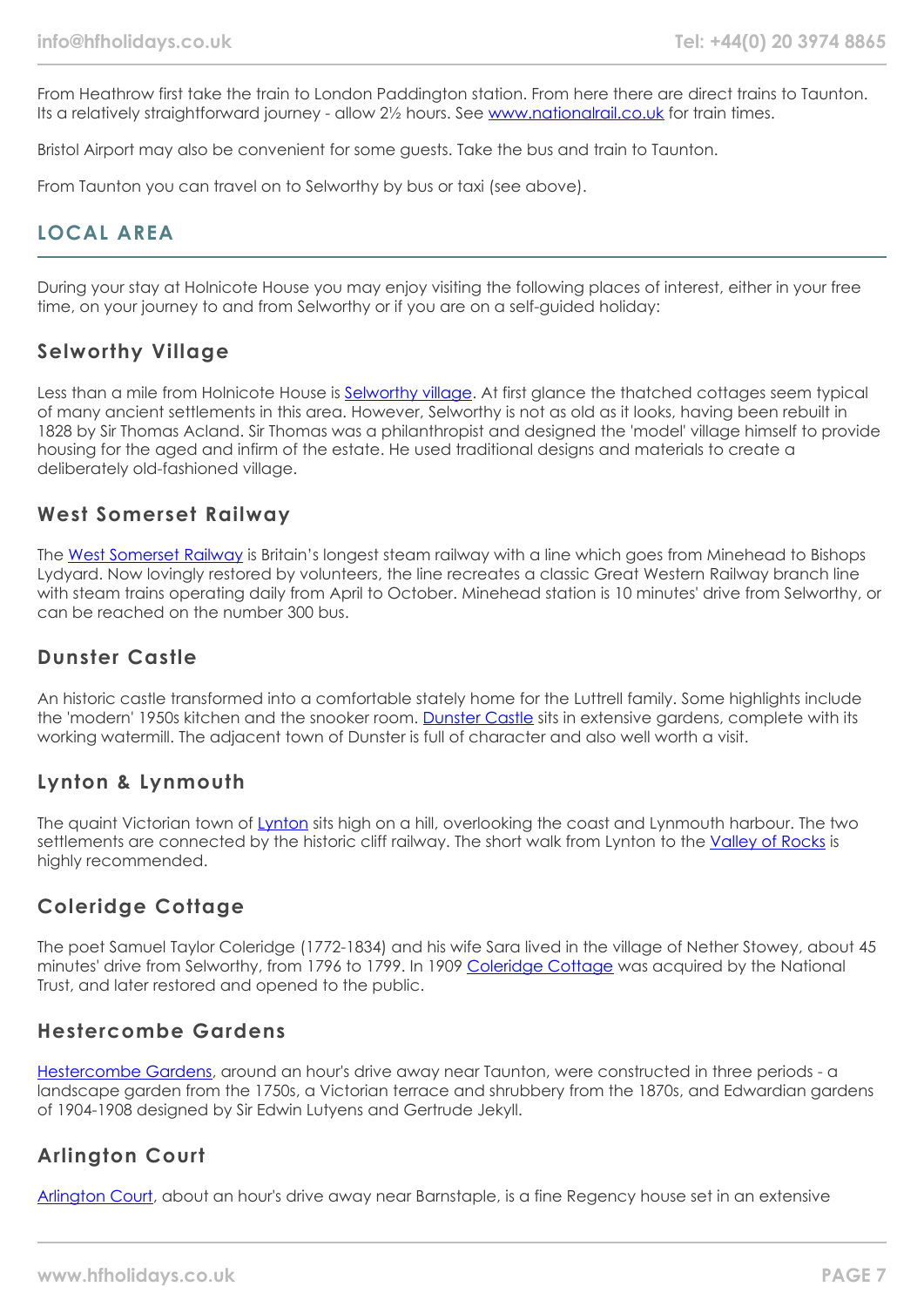From Heathrow first take the train to London Paddington station. From here there are direct trains to Taunton. Its a relatively straightforward journey - allow 2½ hours. See [www.nationalrail.co.uk](http://www.nationalrail.co.uk) for train times.

Bristol Airport may also be convenient for some guests. Take the bus and train to Taunton.

From Taunton you can travel on to Selworthy by bus or taxi (see above).

## LOCAL AREA

During your stay at Holnicote House you may enjoy visiting the following places of interest, either in your free time, on your journey to and from Selworthy or if you are on a self-guided holiday:

### Selworthy Village

Less than a mile from Holnicote House is Selworthy village. At first glance the thatched cottages seem typical of many ancient settlements in this area. However, Selworthy is not as old as it looks, having been rebuilt in 1828 by Sir Thomas Acland. Sir Thomas was a philanthropist and designed the 'model' village himself to provide housing for the aged and infirm of the estate. He used traditional designs and materials to create a deliberately old-fashioned village.

### West Somerset Railway

The West Somerset Railway is Britain's longest steam railway with a line which goes from Minehead to Bishops Lydyard. Now lovingly restored by volunteers, the line recreates a classic Great Western Railway branch line with steam trains operating daily from April to October. Minehead station is 10 minutes' drive from Selworthy, or can be reached on the number 300 bus.

### Dunster Castle

An historic castle transformed into a comfortable stately home for the Luttrell family. Some highlights include the 'modern' 1950s kitchen and the snooker room. Dunster Castle sits in extensive gardens, complete with its working watermill. The adjacent town of Dunster is full of character and also well worth a visit.

### Lynton & Lynmouth

The quaint Victorian town of Lynton sits high on a hill, overlooking the coast and Lynmouth harbour. The two settlements are connected by the historic cliff railway. The short walk from Lynton to the Valley of Rocks is highly recommended.

### Coleridge Cottage

The poet Samuel Taylor Coleridge (1772-1834) and his wife Sara lived in the village of Nether Stowey, about 45 minutes' drive from Selworthy, from 1796 to 1799. In 1909 Coleridge Cottage was acquired by the National Trust, and later restored and opened to the public.

### Hestercombe Gardens

Hestercombe Gardens, around an hour's drive away near Taunton, were constructed in three periods - a landscape garden from the 1750s, a Victorian terrace and shrubbery from the 1870s, and Edwardian gardens of 1904-1908 designed by Sir Edwin Lutyens and Gertrude Jekyll.

### Arlington Court

Arlington Court, about an hour's drive away near Barnstaple, is a fine Regency house set in an extensive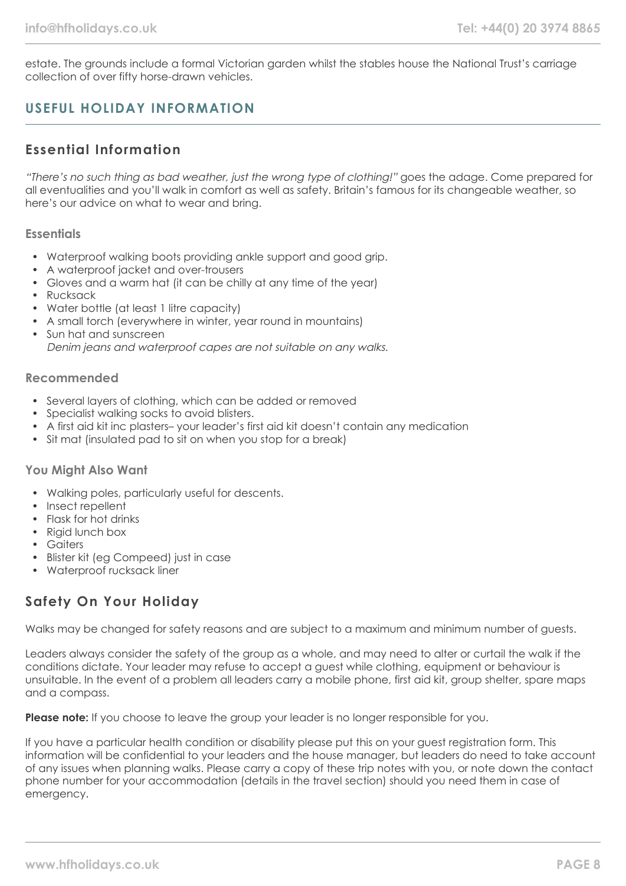estate. The grounds include a formal Victorian garden whilst the stables house the National Trust's carriage collection of over fifty horse-drawn vehicles.

## USEFUL HOLIDAY INFORMATION

### Essential Information

*"There's no such thing as bad weather, just the wrong type of clothing!"* goes the adage. Come prepared for all eventualities and you'll walk in comfort as well as safety. Britain's famous for its changeable weather, so here's our advice on what to wear and bring.

#### Essentials

- Waterproof walking boots providing ankle support and good grip.
- A waterproof jacket and over-trousers
- Gloves and a warm hat (it can be chilly at any time of the year)
- Rucksack
- Water bottle (at least 1 litre capacity)
- A small torch (everywhere in winter, year round in mountains)
- Sun hat and sunscreen
  *Denim jeans and waterproof capes are not suitable on any walks.*

#### Recommended

- Several layers of clothing, which can be added or removed
- Specialist walking socks to avoid blisters.
- A first aid kit inc plasters– your leader's first aid kit doesn't contain any medication
- Sit mat (insulated pad to sit on when you stop for a break)

#### You Might Also Want

- Walking poles, particularly useful for descents.
- Insect repellent
- Flask for hot drinks
- Rigid lunch box
- Gaiters
- Blister kit (eg Compeed) just in case
- Waterproof rucksack liner

### Safety On Your Holiday

Walks may be changed for safety reasons and are subject to a maximum and minimum number of guests.

Leaders always consider the safety of the group as a whole, and may need to alter or curtail the walk if the conditions dictate. Your leader may refuse to accept a guest while clothing, equipment or behaviour is unsuitable. In the event of a problem all leaders carry a mobile phone, first aid kit, group shelter, spare maps and a compass.

**Please note:** If you choose to leave the group your leader is no longer responsible for you.

If you have a particular health condition or disability please put this on your guest registration form. This information will be confidential to your leaders and the house manager, but leaders do need to take account of any issues when planning walks. Please carry a copy of these trip notes with you, or note down the contact phone number for your accommodation (details in the travel section) should you need them in case of emergency.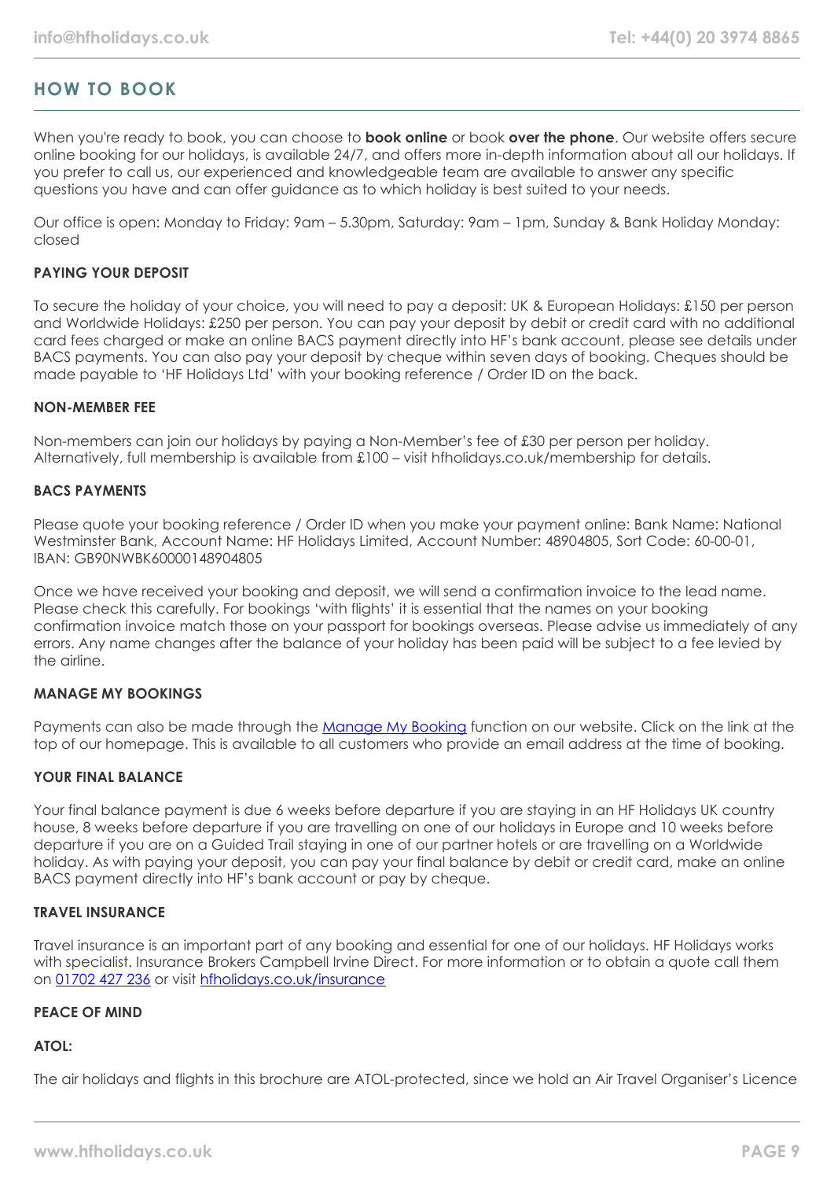## HOW TO BOOK

When you're ready to book, you can choose to **book online** or book **over the phone**. Our website offers secure online booking for our holidays, is available 24/7, and offers more in-depth information about all our holidays. If you prefer to call us, our experienced and knowledgeable team are available to answer any specific questions you have and can offer guidance as to which holiday is best suited to your needs.

Our office is open: Monday to Friday: 9am – 5.30pm, Saturday: 9am – 1pm, Sunday & Bank Holiday Monday: closed

#### PAYING YOUR DEPOSIT

To secure the holiday of your choice, you will need to pay a deposit: UK & European Holidays: £150 per person and Worldwide Holidays: £250 per person. You can pay your deposit by debit or credit card with no additional card fees charged or make an online BACS payment directly into HF's bank account, please see details under BACS payments. You can also pay your deposit by cheque within seven days of booking. Cheques should be made payable to 'HF Holidays Ltd' with your booking reference / Order ID on the back.

#### NON-MEMBER FEE

Non-members can join our holidays by paying a Non-Member's fee of £30 per person per holiday. Alternatively, full membership is available from £100 – visit hfholidays.co.uk/membership for details.

#### BACS PAYMENTS

Please quote your booking reference / Order ID when you make your payment online: Bank Name: National Westminster Bank, Account Name: HF Holidays Limited, Account Number: 48904805, Sort Code: 60-00-01, IBAN: GB90NWBK60000148904805

Once we have received your booking and deposit, we will send a confirmation invoice to the lead name. Please check this carefully. For bookings 'with flights' it is essential that the names on your booking confirmation invoice match those on your passport for bookings overseas. Please advise us immediately of any errors. Any name changes after the balance of your holiday has been paid will be subject to a fee levied by the airline.

#### MANAGE MY BOOKINGS

Payments can also be made through the Manage My Booking function on our website. Click on the link at the top of our homepage. This is available to all customers who provide an email address at the time of booking.

#### YOUR FINAL BALANCE

Your final balance payment is due 6 weeks before departure if you are staying in an HF Holidays UK country house, 8 weeks before departure if you are travelling on one of our holidays in Europe and 10 weeks before departure if you are on a Guided Trail staying in one of our partner hotels or are travelling on a Worldwide holiday. As with paying your deposit, you can pay your final balance by debit or credit card, make an online BACS payment directly into HF's bank account or pay by cheque.

#### TRAVEL INSURANCE

Travel insurance is an important part of any booking and essential for one of our holidays. HF Holidays works with specialist. Insurance Brokers Campbell Irvine Direct. For more information or to obtain a quote call them on 01702 427 236 or visit hfholidays.co.uk/insurance

#### PEACE OF MIND

#### ATOL:

The air holidays and flights in this brochure are ATOL-protected, since we hold an Air Travel Organiser's Licence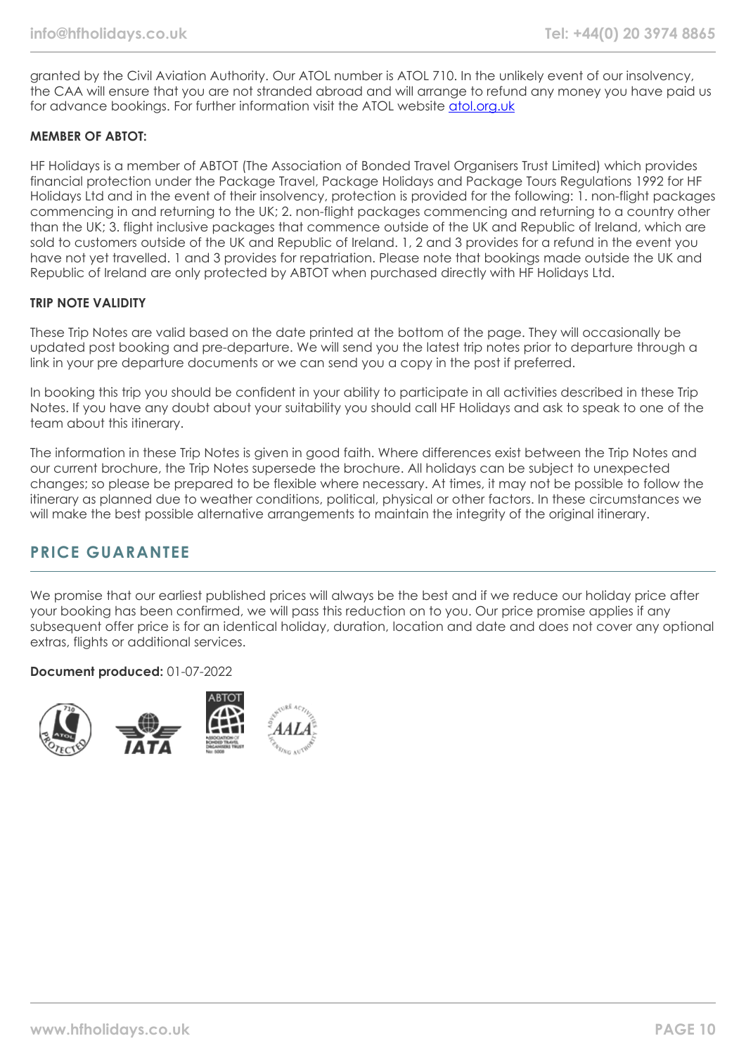granted by the Civil Aviation Authority. Our ATOL number is ATOL 710. In the unlikely event of our insolvency, the CAA will ensure that you are not stranded abroad and will arrange to refund any money you have paid us for advance bookings. For further information visit the ATOL website [atol.org.uk](https://atol.org.uk)

**MEMBER OF ABTOT:**

HF Holidays is a member of ABTOT (The Association of Bonded Travel Organisers Trust Limited) which provides financial protection under the Package Travel, Package Holidays and Package Tours Regulations 1992 for HF Holidays Ltd and in the event of their insolvency, protection is provided for the following: 1. non-flight packages commencing in and returning to the UK; 2. non-flight packages commencing and returning to a country other than the UK; 3. flight inclusive packages that commence outside of the UK and Republic of Ireland, which are sold to customers outside of the UK and Republic of Ireland. 1, 2 and 3 provides for a refund in the event you have not yet travelled. 1 and 3 provides for repatriation. Please note that bookings made outside the UK and Republic of Ireland are only protected by ABTOT when purchased directly with HF Holidays Ltd.

**TRIP NOTE VALIDITY**

These Trip Notes are valid based on the date printed at the bottom of the page. They will occasionally be updated post booking and pre-departure. We will send you the latest trip notes prior to departure through a link in your pre departure documents or we can send you a copy in the post if preferred.

In booking this trip you should be confident in your ability to participate in all activities described in these Trip Notes. If you have any doubt about your suitability you should call HF Holidays and ask to speak to one of the team about this itinerary.

The information in these Trip Notes is given in good faith. Where differences exist between the Trip Notes and our current brochure, the Trip Notes supersede the brochure. All holidays can be subject to unexpected changes; so please be prepared to be flexible where necessary. At times, it may not be possible to follow the itinerary as planned due to weather conditions, political, physical or other factors. In these circumstances we will make the best possible alternative arrangements to maintain the integrity of the original itinerary.

## PRICE GUARANTEE

We promise that our earliest published prices will always be the best and if we reduce our holiday price after your booking has been confirmed, we will pass this reduction on to you. Our price promise applies if any subsequent offer price is for an identical holiday, duration, location and date and does not cover any optional extras, flights or additional services.

**Document produced:** 01-07-2022